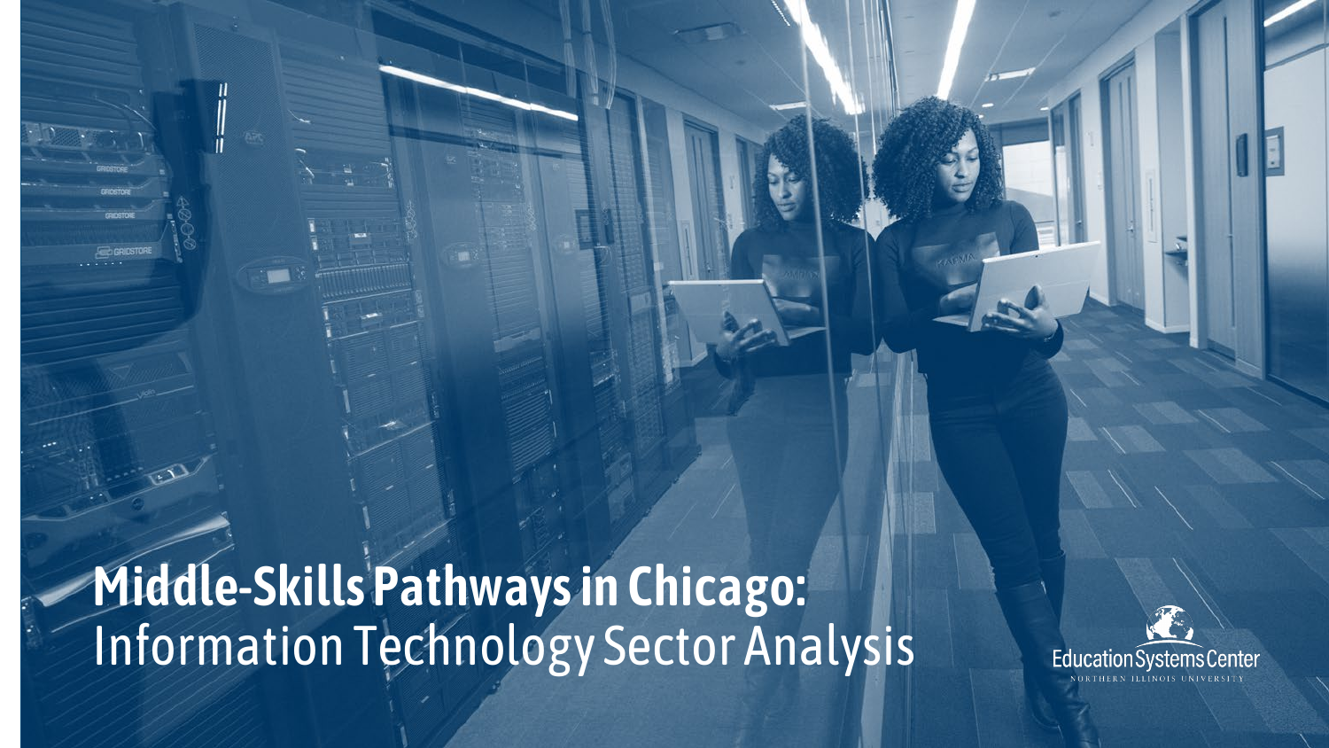# Middle-Skills Pathways in Chicago: Information Technology Sector Analysis

Education Systems Center
NORTHERN ILLINOIS UNIVERSITY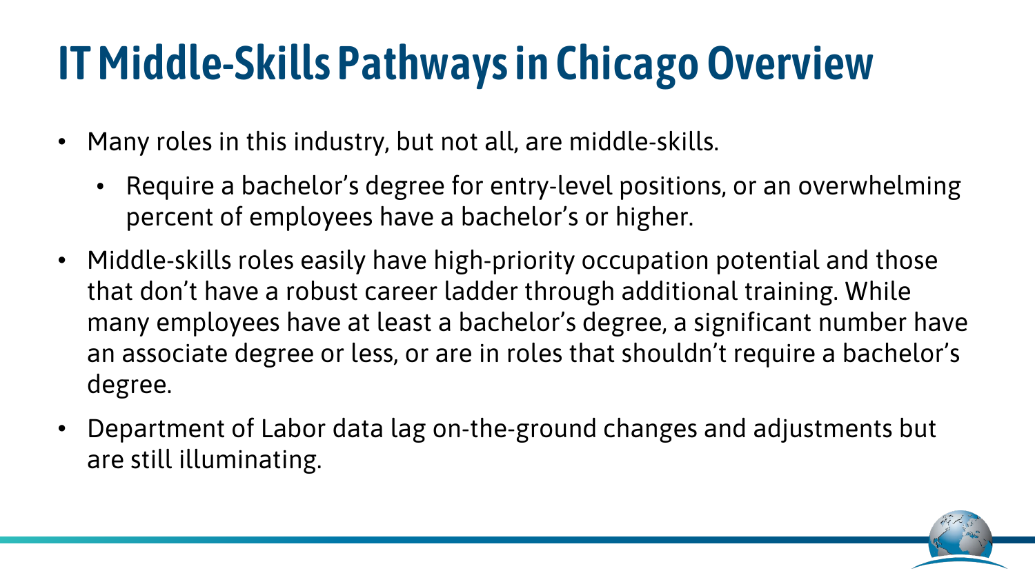# IT Middle-Skills Pathways in Chicago Overview

- Many roles in this industry, but not all, are middle-skills.
  - Require a bachelor's degree for entry-level positions, or an overwhelming percent of employees have a bachelor's or higher.
- Middle-skills roles easily have high-priority occupation potential and those that don't have a robust career ladder through additional training. While many employees have at least a bachelor's degree, a significant number have an associate degree or less, or are in roles that shouldn't require a bachelor's degree.
- Department of Labor data lag on-the-ground changes and adjustments but are still illuminating.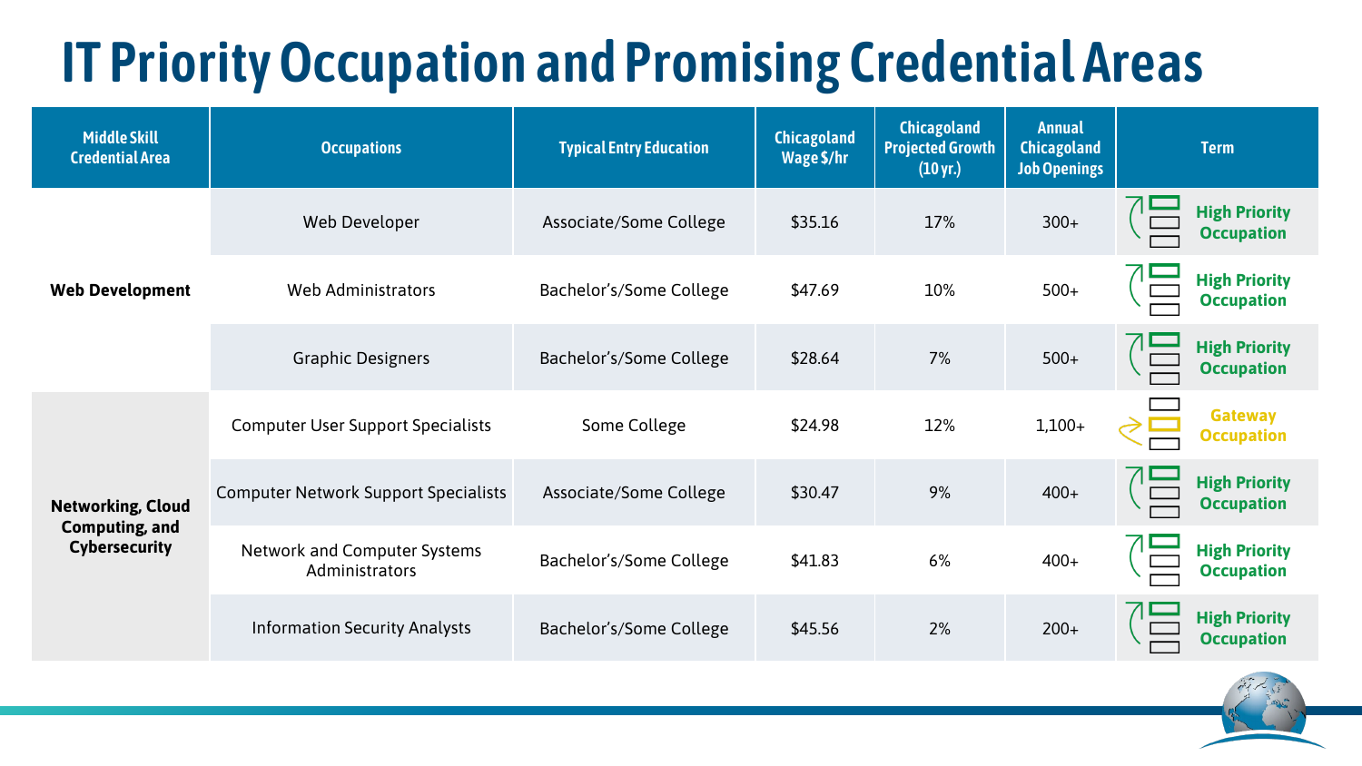# IT Priority Occupation and Promising Credential Areas

| Middle Skill Credential Area | Occupations | Typical Entry Education | Chicagoland Wage $/hr | Chicagoland Projected Growth (10 yr.) | Annual Chicagoland Job Openings | Term |
|---|---|---|---|---|---|---|
| **Web Development** | Web Developer | Associate/Some College | $35.16 | 17% | 300+ | High Priority Occupation |
| | Web Administrators | Bachelor's/Some College | $47.69 | 10% | 500+ | High Priority Occupation |
| | Graphic Designers | Bachelor's/Some College | $28.64 | 7% | 500+ | High Priority Occupation |
| **Networking, Cloud Computing, and Cybersecurity** | Computer User Support Specialists | Some College | $24.98 | 12% | 1,100+ | Gateway Occupation |
| | Computer Network Support Specialists | Associate/Some College | $30.47 | 9% | 400+ | High Priority Occupation |
| | Network and Computer Systems Administrators | Bachelor's/Some College | $41.83 | 6% | 400+ | High Priority Occupation |
| | Information Security Analysts | Bachelor's/Some College | $45.56 | 2% | 200+ | High Priority Occupation |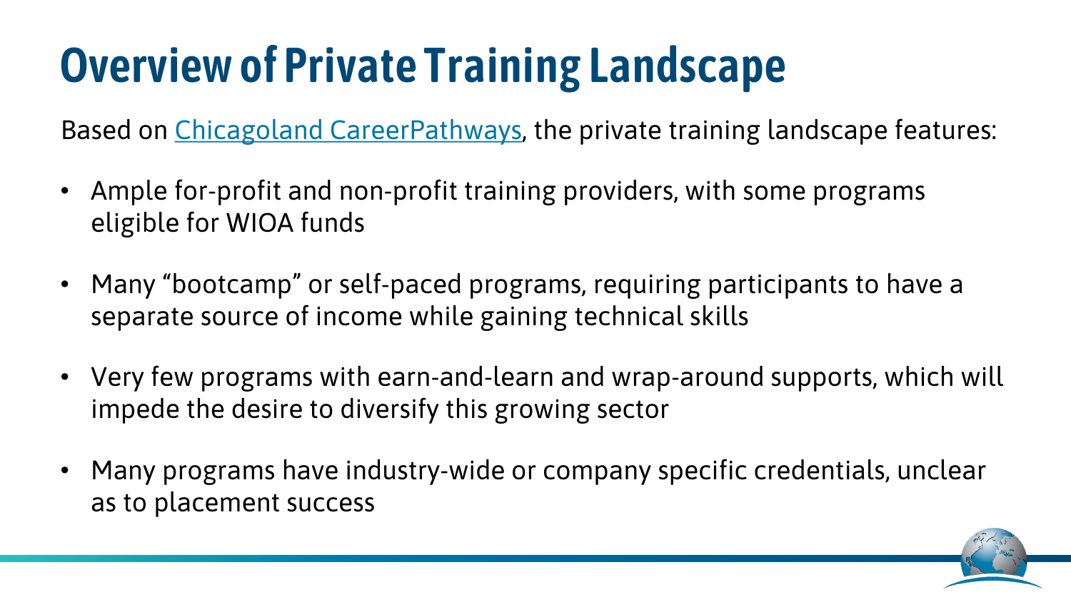# Overview of Private Training Landscape

Based on Chicagoland CareerPathways, the private training landscape features:

- Ample for-profit and non-profit training providers, with some programs eligible for WIOA funds
- Many “bootcamp” or self-paced programs, requiring participants to have a separate source of income while gaining technical skills
- Very few programs with earn-and-learn and wrap-around supports, which will impede the desire to diversify this growing sector
- Many programs have industry-wide or company specific credentials, unclear as to placement success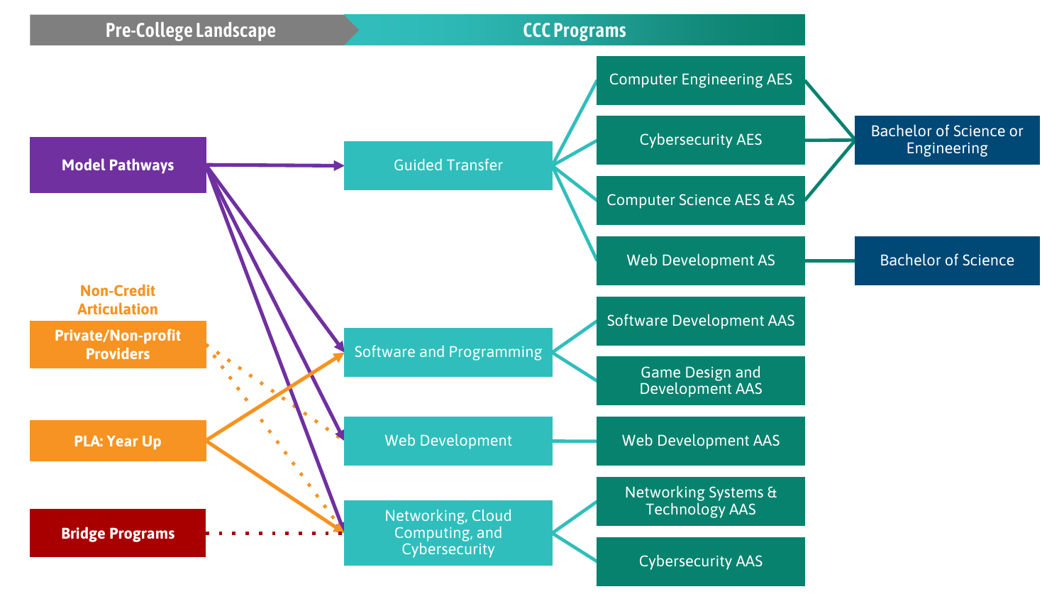**Pre-College Landscape** | **CCC Programs**

**Pre-College Landscape**

- **Model Pathways**
- **Non-Credit Articulation**
  - **Private/Non-profit Providers**
- **PLA: Year Up**
- **Bridge Programs**

**CCC Programs**

- Guided Transfer
  - Computer Engineering AES
  - Cybersecurity AES
  - Computer Science AES & AS
  - Web Development AS
- Software and Programming
  - Software Development AAS
  - Game Design and Development AAS
- Web Development
  - Web Development AAS
- Networking, Cloud Computing, and Cybersecurity
  - Networking Systems & Technology AAS
  - Cybersecurity AAS

**Transfer Outcomes**

- Computer Engineering AES, Cybersecurity AES, Computer Science AES & AS → Bachelor of Science or Engineering
- Web Development AS → Bachelor of Science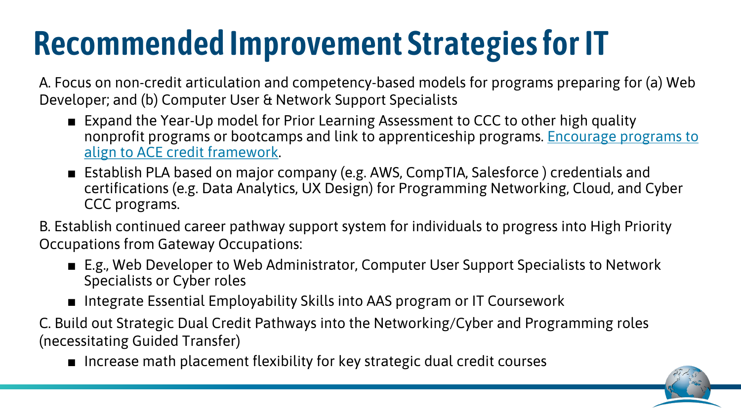# Recommended Improvement Strategies for IT

A. Focus on non-credit articulation and competency-based models for programs preparing for (a) Web Developer; and (b) Computer User & Network Support Specialists

- Expand the Year-Up model for Prior Learning Assessment to CCC to other high quality nonprofit programs or bootcamps and link to apprenticeship programs. Encourage programs to align to ACE credit framework.
- Establish PLA based on major company (e.g. AWS, CompTIA, Salesforce ) credentials and certifications (e.g. Data Analytics, UX Design) for Programming Networking, Cloud, and Cyber CCC programs.

B. Establish continued career pathway support system for individuals to progress into High Priority Occupations from Gateway Occupations:

- E.g., Web Developer to Web Administrator, Computer User Support Specialists to Network Specialists or Cyber roles
- Integrate Essential Employability Skills into AAS program or IT Coursework

C. Build out Strategic Dual Credit Pathways into the Networking/Cyber and Programming roles (necessitating Guided Transfer)

- Increase math placement flexibility for key strategic dual credit courses